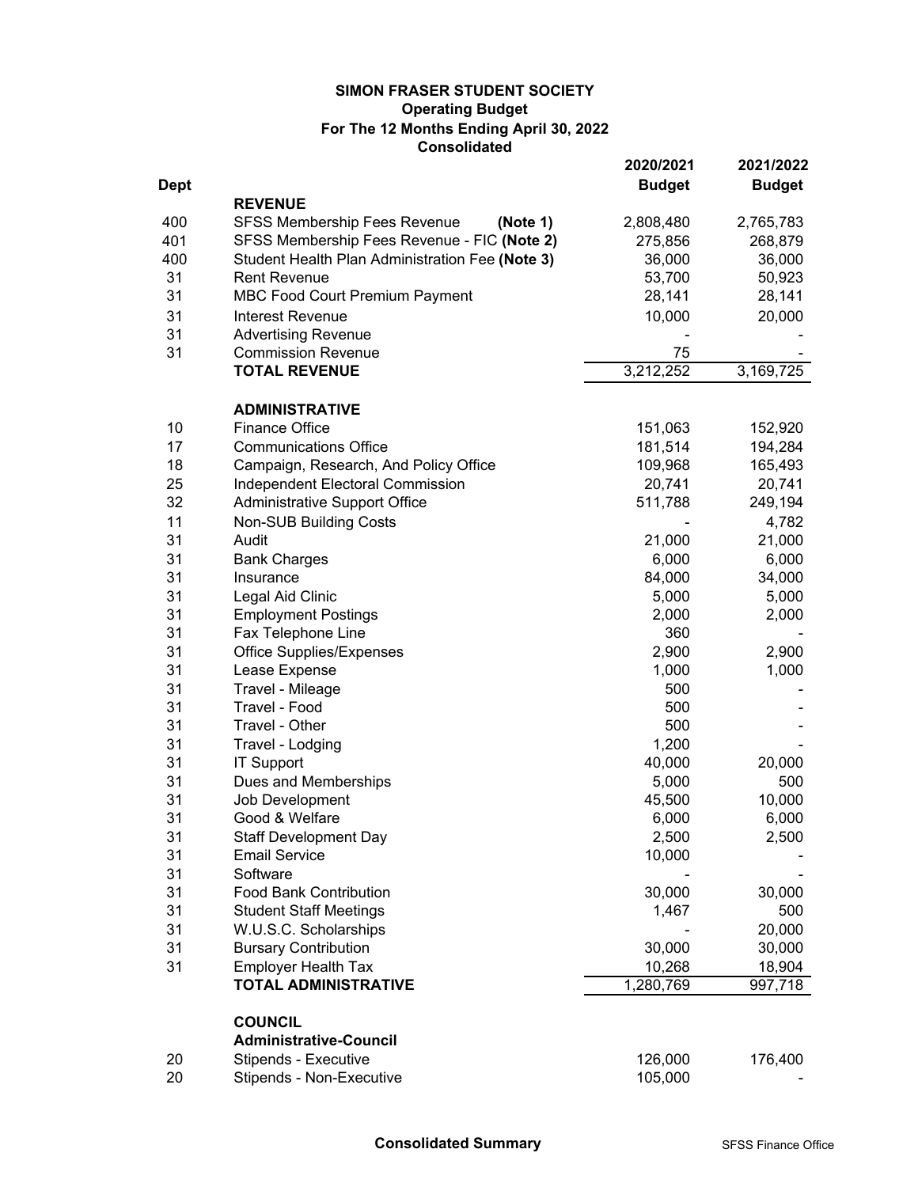**SIMON FRASER STUDENT SOCIETY**
**Operating Budget**
**For The 12 Months Ending April 30, 2022**
**Consolidated**

| Dept | | 2020/2021 Budget | 2021/2022 Budget |
|---|---|---|---|
| | **REVENUE** | | |
| 400 | SFSS Membership Fees Revenue **(Note 1)** | 2,808,480 | 2,765,783 |
| 401 | SFSS Membership Fees Revenue - FIC **(Note 2)** | 275,856 | 268,879 |
| 400 | Student Health Plan Administration Fee **(Note 3)** | 36,000 | 36,000 |
| 31 | Rent Revenue | 53,700 | 50,923 |
| 31 | MBC Food Court Premium Payment | 28,141 | 28,141 |
| 31 | Interest Revenue | 10,000 | 20,000 |
| 31 | Advertising Revenue | - | - |
| 31 | Commission Revenue | 75 | - |
| | **TOTAL REVENUE** | 3,212,252 | 3,169,725 |
| | | | |
| | **ADMINISTRATIVE** | | |
| 10 | Finance Office | 151,063 | 152,920 |
| 17 | Communications Office | 181,514 | 194,284 |
| 18 | Campaign, Research, And Policy Office | 109,968 | 165,493 |
| 25 | Independent Electoral Commission | 20,741 | 20,741 |
| 32 | Administrative Support Office | 511,788 | 249,194 |
| 11 | Non-SUB Building Costs | - | 4,782 |
| 31 | Audit | 21,000 | 21,000 |
| 31 | Bank Charges | 6,000 | 6,000 |
| 31 | Insurance | 84,000 | 34,000 |
| 31 | Legal Aid Clinic | 5,000 | 5,000 |
| 31 | Employment Postings | 2,000 | 2,000 |
| 31 | Fax Telephone Line | 360 | - |
| 31 | Office Supplies/Expenses | 2,900 | 2,900 |
| 31 | Lease Expense | 1,000 | 1,000 |
| 31 | Travel - Mileage | 500 | - |
| 31 | Travel - Food | 500 | - |
| 31 | Travel - Other | 500 | - |
| 31 | Travel - Lodging | 1,200 | - |
| 31 | IT Support | 40,000 | 20,000 |
| 31 | Dues and Memberships | 5,000 | 500 |
| 31 | Job Development | 45,500 | 10,000 |
| 31 | Good & Welfare | 6,000 | 6,000 |
| 31 | Staff Development Day | 2,500 | 2,500 |
| 31 | Email Service | 10,000 | - |
| 31 | Software | - | - |
| 31 | Food Bank Contribution | 30,000 | 30,000 |
| 31 | Student Staff Meetings | 1,467 | 500 |
| 31 | W.U.S.C. Scholarships | - | 20,000 |
| 31 | Bursary Contribution | 30,000 | 30,000 |
| 31 | Employer Health Tax | 10,268 | 18,904 |
| | **TOTAL ADMINISTRATIVE** | 1,280,769 | 997,718 |
| | | | |
| | **COUNCIL** | | |
| | **Administrative-Council** | | |
| 20 | Stipends - Executive | 126,000 | 176,400 |
| 20 | Stipends - Non-Executive | 105,000 | - |

**Consolidated Summary**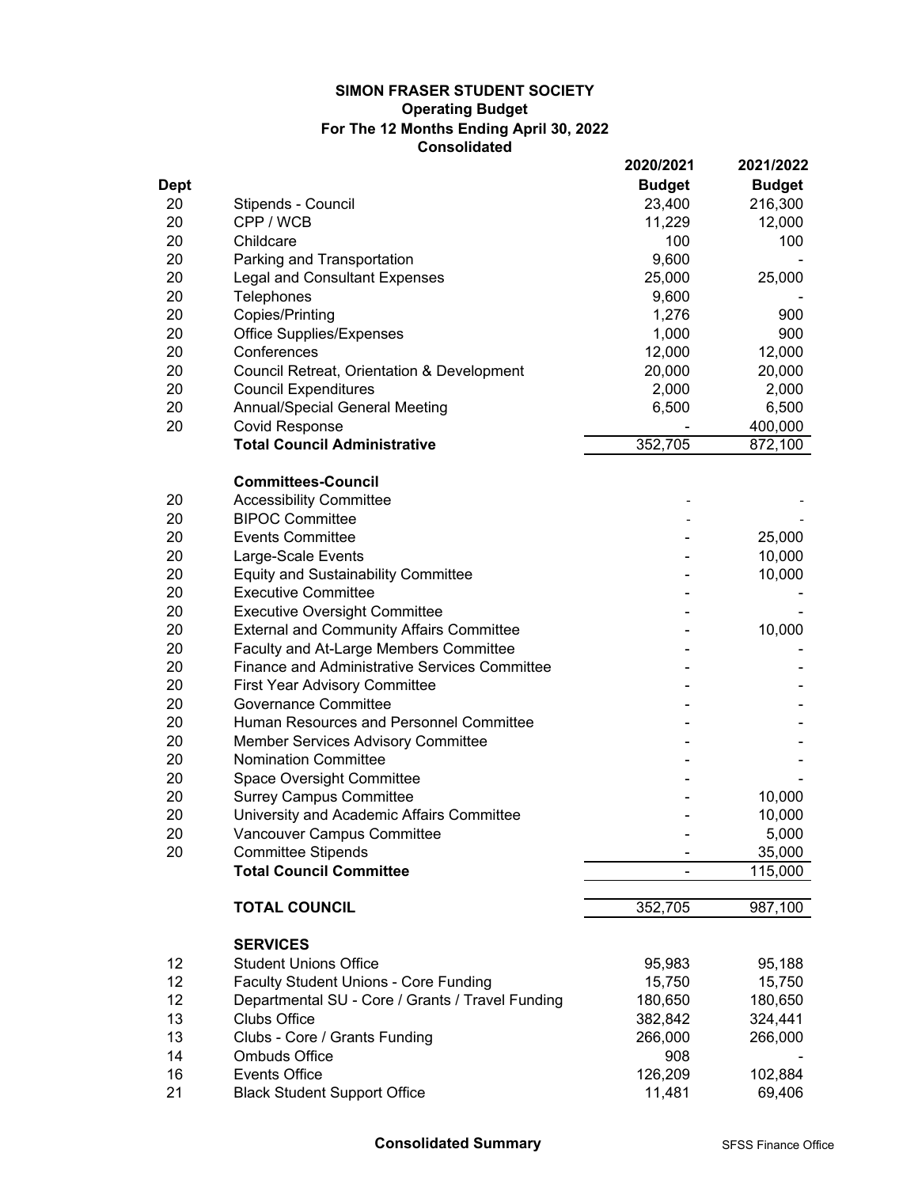**SIMON FRASER STUDENT SOCIETY**
**Operating Budget**
**For The 12 Months Ending April 30, 2022**
**Consolidated**

| Dept | | 2020/2021 Budget | 2021/2022 Budget |
|---|---|---|---|
| 20 | Stipends - Council | 23,400 | 216,300 |
| 20 | CPP / WCB | 11,229 | 12,000 |
| 20 | Childcare | 100 | 100 |
| 20 | Parking and Transportation | 9,600 | - |
| 20 | Legal and Consultant Expenses | 25,000 | 25,000 |
| 20 | Telephones | 9,600 | - |
| 20 | Copies/Printing | 1,276 | 900 |
| 20 | Office Supplies/Expenses | 1,000 | 900 |
| 20 | Conferences | 12,000 | 12,000 |
| 20 | Council Retreat, Orientation & Development | 20,000 | 20,000 |
| 20 | Council Expenditures | 2,000 | 2,000 |
| 20 | Annual/Special General Meeting | 6,500 | 6,500 |
| 20 | Covid Response | - | 400,000 |
| | **Total Council Administrative** | 352,705 | 872,100 |
| | | | |
| | **Committees-Council** | | |
| 20 | Accessibility Committee | - | - |
| 20 | BIPOC Committee | - | - |
| 20 | Events Committee | - | 25,000 |
| 20 | Large-Scale Events | - | 10,000 |
| 20 | Equity and Sustainability Committee | - | 10,000 |
| 20 | Executive Committee | - | - |
| 20 | Executive Oversight Committee | - | - |
| 20 | External and Community Affairs Committee | - | 10,000 |
| 20 | Faculty and At-Large Members Committee | - | - |
| 20 | Finance and Administrative Services Committee | - | - |
| 20 | First Year Advisory Committee | - | - |
| 20 | Governance Committee | - | - |
| 20 | Human Resources and Personnel Committee | - | - |
| 20 | Member Services Advisory Committee | - | - |
| 20 | Nomination Committee | - | - |
| 20 | Space Oversight Committee | - | - |
| 20 | Surrey Campus Committee | - | 10,000 |
| 20 | University and Academic Affairs Committee | - | 10,000 |
| 20 | Vancouver Campus Committee | - | 5,000 |
| 20 | Committee Stipends | - | 35,000 |
| | **Total Council Committee** | - | 115,000 |
| | | | |
| | **TOTAL COUNCIL** | 352,705 | 987,100 |
| | | | |
| | **SERVICES** | | |
| 12 | Student Unions Office | 95,983 | 95,188 |
| 12 | Faculty Student Unions - Core Funding | 15,750 | 15,750 |
| 12 | Departmental SU - Core / Grants / Travel Funding | 180,650 | 180,650 |
| 13 | Clubs Office | 382,842 | 324,441 |
| 13 | Clubs - Core / Grants Funding | 266,000 | 266,000 |
| 14 | Ombuds Office | 908 | - |
| 16 | Events Office | 126,209 | 102,884 |
| 21 | Black Student Support Office | 11,481 | 69,406 |

**Consolidated Summary**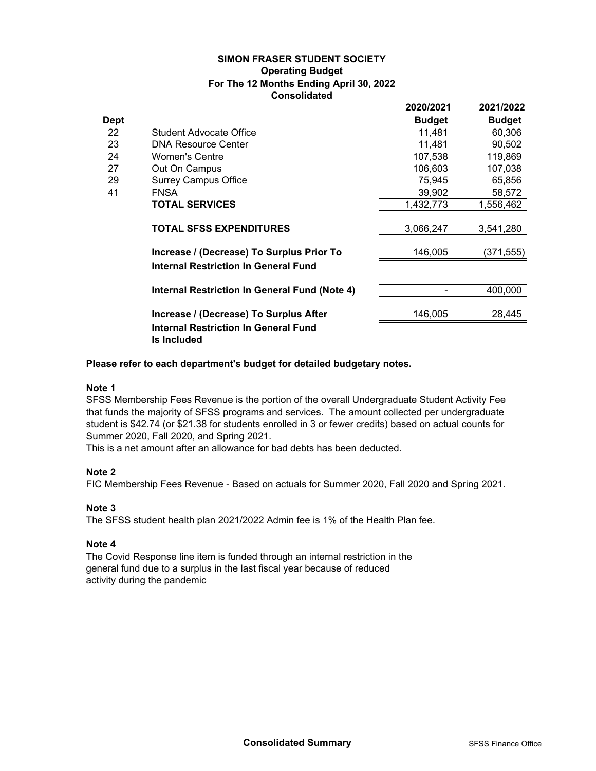**SIMON FRASER STUDENT SOCIETY**
**Operating Budget**
**For The 12 Months Ending April 30, 2022**
**Consolidated**

| Dept | | 2020/2021 Budget | 2021/2022 Budget |
|---|---|---|---|
| 22 | Student Advocate Office | 11,481 | 60,306 |
| 23 | DNA Resource Center | 11,481 | 90,502 |
| 24 | Women's Centre | 107,538 | 119,869 |
| 27 | Out On Campus | 106,603 | 107,038 |
| 29 | Surrey Campus Office | 75,945 | 65,856 |
| 41 | FNSA | 39,902 | 58,572 |
| | **TOTAL SERVICES** | 1,432,773 | 1,556,462 |
| | **TOTAL SFSS EXPENDITURES** | 3,066,247 | 3,541,280 |
| | **Increase / (Decrease) To Surplus Prior To Internal Restriction In General Fund** | 146,005 | (371,555) |
| | **Internal Restriction In General Fund (Note 4)** | - | 400,000 |
| | **Increase / (Decrease) To Surplus After Internal Restriction In General Fund Is Included** | 146,005 | 28,445 |

**Please refer to each department's budget for detailed budgetary notes.**

**Note 1**
SFSS Membership Fees Revenue is the portion of the overall Undergraduate Student Activity Fee that funds the majority of SFSS programs and services. The amount collected per undergraduate student is $42.74 (or $21.38 for students enrolled in 3 or fewer credits) based on actual counts for Summer 2020, Fall 2020, and Spring 2021.
This is a net amount after an allowance for bad debts has been deducted.

**Note 2**
FIC Membership Fees Revenue - Based on actuals for Summer 2020, Fall 2020 and Spring 2021.

**Note 3**
The SFSS student health plan 2021/2022 Admin fee is 1% of the Health Plan fee.

**Note 4**
The Covid Response line item is funded through an internal restriction in the general fund due to a surplus in the last fiscal year because of reduced activity during the pandemic

**Consolidated Summary**